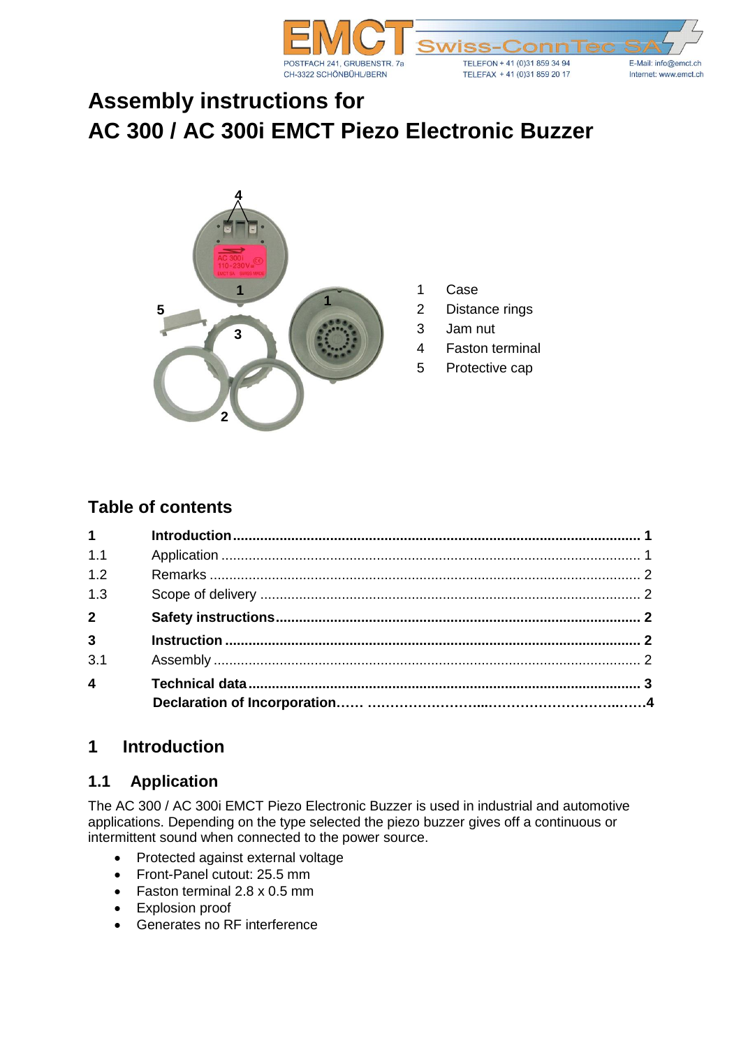# Assembly instructions for
# AC 300 / AC 300i EMCT Piezo Electronic Buzzer

1 Case
2 Distance rings
3 Jam nut
4 Faston terminal
5 Protective cap

## Table of contents

| | | |
|---|---|---|
| **1** | **Introduction** | **1** |
| 1.1 | Application | 1 |
| 1.2 | Remarks | 2 |
| 1.3 | Scope of delivery | 2 |
| **2** | **Safety instructions** | **2** |
| **3** | **Instruction** | **2** |
| 3.1 | Assembly | 2 |
| **4** | **Technical data** | **3** |
| | **Declaration of Incorporation** | **4** |

# 1 Introduction

## 1.1 Application

The AC 300 / AC 300i EMCT Piezo Electronic Buzzer is used in industrial and automotive applications. Depending on the type selected the piezo buzzer gives off a continuous or intermittent sound when connected to the power source.

- Protected against external voltage
- Front-Panel cutout: 25.5 mm
- Faston terminal 2.8 x 0.5 mm
- Explosion proof
- Generates no RF interference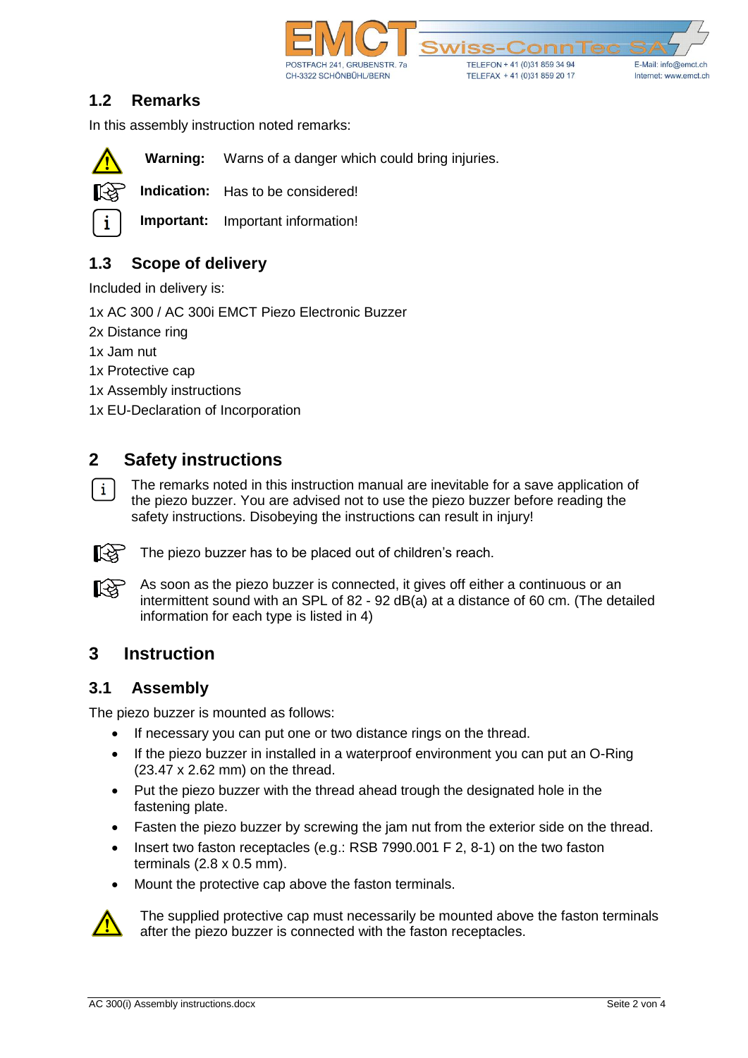## 1.2 Remarks

In this assembly instruction noted remarks:

**Warning:** Warns of a danger which could bring injuries.

**Indication:** Has to be considered!

**Important:** Important information!

## 1.3 Scope of delivery

Included in delivery is:

1x AC 300 / AC 300i EMCT Piezo Electronic Buzzer
2x Distance ring
1x Jam nut
1x Protective cap
1x Assembly instructions
1x EU-Declaration of Incorporation

# 2 Safety instructions

The remarks noted in this instruction manual are inevitable for a save application of the piezo buzzer. You are advised not to use the piezo buzzer before reading the safety instructions. Disobeying the instructions can result in injury!

The piezo buzzer has to be placed out of children's reach.

As soon as the piezo buzzer is connected, it gives off either a continuous or an intermittent sound with an SPL of 82 - 92 dB(a) at a distance of 60 cm. (The detailed information for each type is listed in 4)

# 3 Instruction

## 3.1 Assembly

The piezo buzzer is mounted as follows:

- If necessary you can put one or two distance rings on the thread.
- If the piezo buzzer in installed in a waterproof environment you can put an O-Ring (23.47 x 2.62 mm) on the thread.
- Put the piezo buzzer with the thread ahead trough the designated hole in the fastening plate.
- Fasten the piezo buzzer by screwing the jam nut from the exterior side on the thread.
- Insert two faston receptacles (e.g.: RSB 7990.001 F 2, 8-1) on the two faston terminals (2.8 x 0.5 mm).
- Mount the protective cap above the faston terminals.

The supplied protective cap must necessarily be mounted above the faston terminals after the piezo buzzer is connected with the faston receptacles.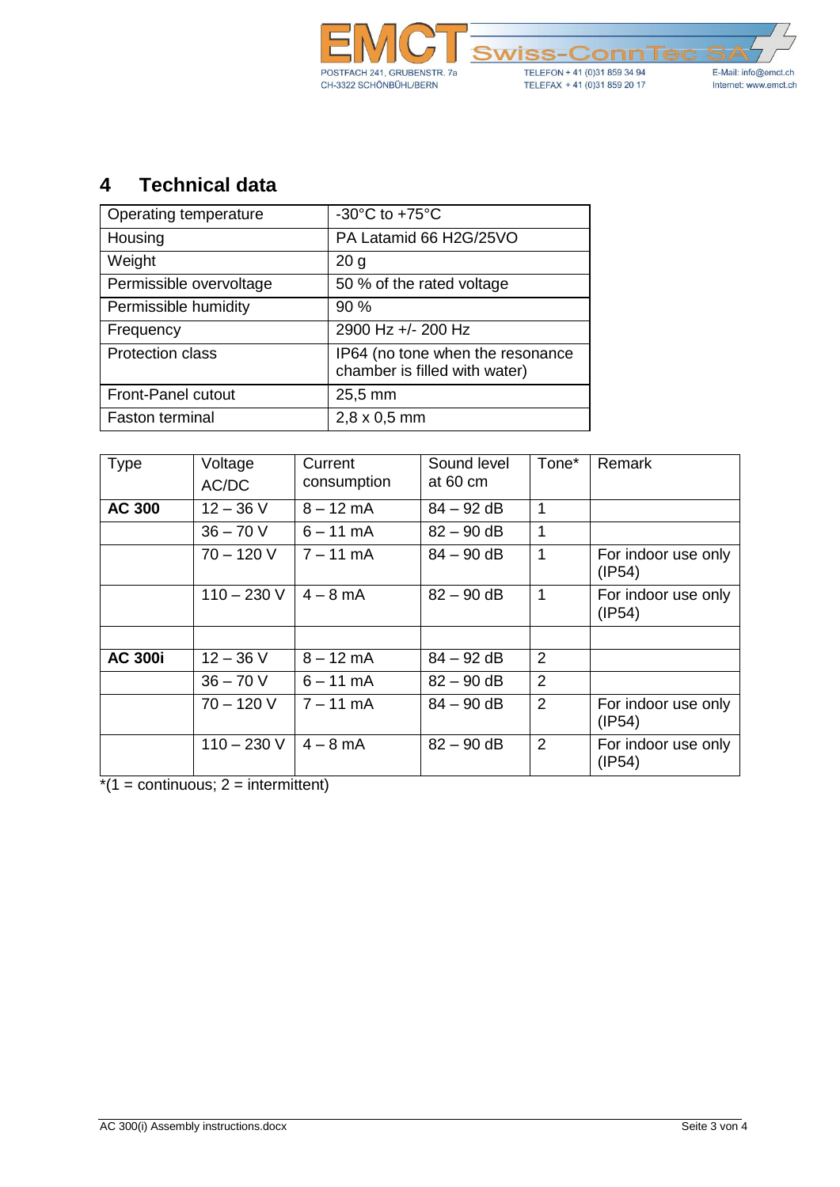## 4 Technical data

| Operating temperature | -30°C to +75°C |
|---|---|
| Housing | PA Latamid 66 H2G/25VO |
| Weight | 20 g |
| Permissible overvoltage | 50 % of the rated voltage |
| Permissible humidity | 90 % |
| Frequency | 2900 Hz +/- 200 Hz |
| Protection class | IP64 (no tone when the resonance chamber is filled with water) |
| Front-Panel cutout | 25,5 mm |
| Faston terminal | 2,8 x 0,5 mm |

| Type | Voltage AC/DC | Current consumption | Sound level at 60 cm | Tone* | Remark |
|---|---|---|---|---|---|
| **AC 300** | 12 – 36 V | 8 – 12 mA | 84 – 92 dB | 1 | |
| | 36 – 70 V | 6 – 11 mA | 82 – 90 dB | 1 | |
| | 70 – 120 V | 7 – 11 mA | 84 – 90 dB | 1 | For indoor use only (IP54) |
| | 110 – 230 V | 4 – 8 mA | 82 – 90 dB | 1 | For indoor use only (IP54) |
| | | | | | |
| **AC 300i** | 12 – 36 V | 8 – 12 mA | 84 – 92 dB | 2 | |
| | 36 – 70 V | 6 – 11 mA | 82 – 90 dB | 2 | |
| | 70 – 120 V | 7 – 11 mA | 84 – 90 dB | 2 | For indoor use only (IP54) |
| | 110 – 230 V | 4 – 8 mA | 82 – 90 dB | 2 | For indoor use only (IP54) |

*(1 = continuous; 2 = intermittent)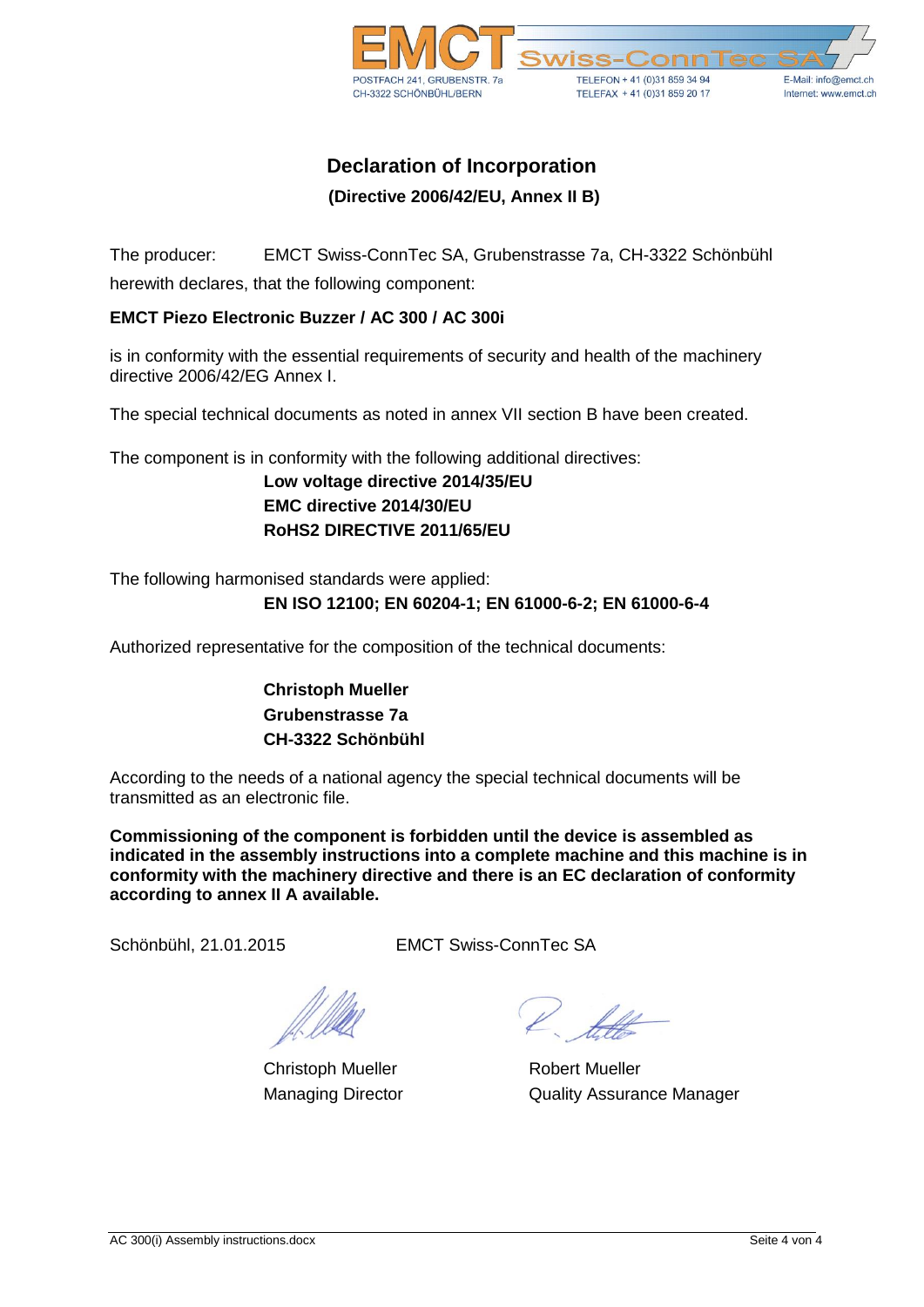EMCT Swiss-ConnTec SA
POSTFACH 241, GRUBENSTR. 7a
CH-3322 SCHÖNBÜHL/BERN
TELEFON + 41 (0)31 859 34 94
TELEFAX + 41 (0)31 859 20 17
E-Mail: info@emct.ch
Internet: www.emct.ch

# Declaration of Incorporation

## (Directive 2006/42/EU, Annex II B)

The producer: EMCT Swiss-ConnTec SA, Grubenstrasse 7a, CH-3322 Schönbühl

herewith declares, that the following component:

**EMCT Piezo Electronic Buzzer / AC 300 / AC 300i**

is in conformity with the essential requirements of security and health of the machinery directive 2006/42/EG Annex I.

The special technical documents as noted in annex VII section B have been created.

The component is in conformity with the following additional directives:

**Low voltage directive 2014/35/EU**
**EMC directive 2014/30/EU**
**RoHS2 DIRECTIVE 2011/65/EU**

The following harmonised standards were applied:

**EN ISO 12100; EN 60204-1; EN 61000-6-2; EN 61000-6-4**

Authorized representative for the composition of the technical documents:

**Christoph Mueller**
**Grubenstrasse 7a**
**CH-3322 Schönbühl**

According to the needs of a national agency the special technical documents will be transmitted as an electronic file.

**Commissioning of the component is forbidden until the device is assembled as indicated in the assembly instructions into a complete machine and this machine is in conformity with the machinery directive and there is an EC declaration of conformity according to annex II A available.**

Schönbühl, 21.01.2015 EMCT Swiss-ConnTec SA

Christoph Mueller
Managing Director

Robert Mueller
Quality Assurance Manager